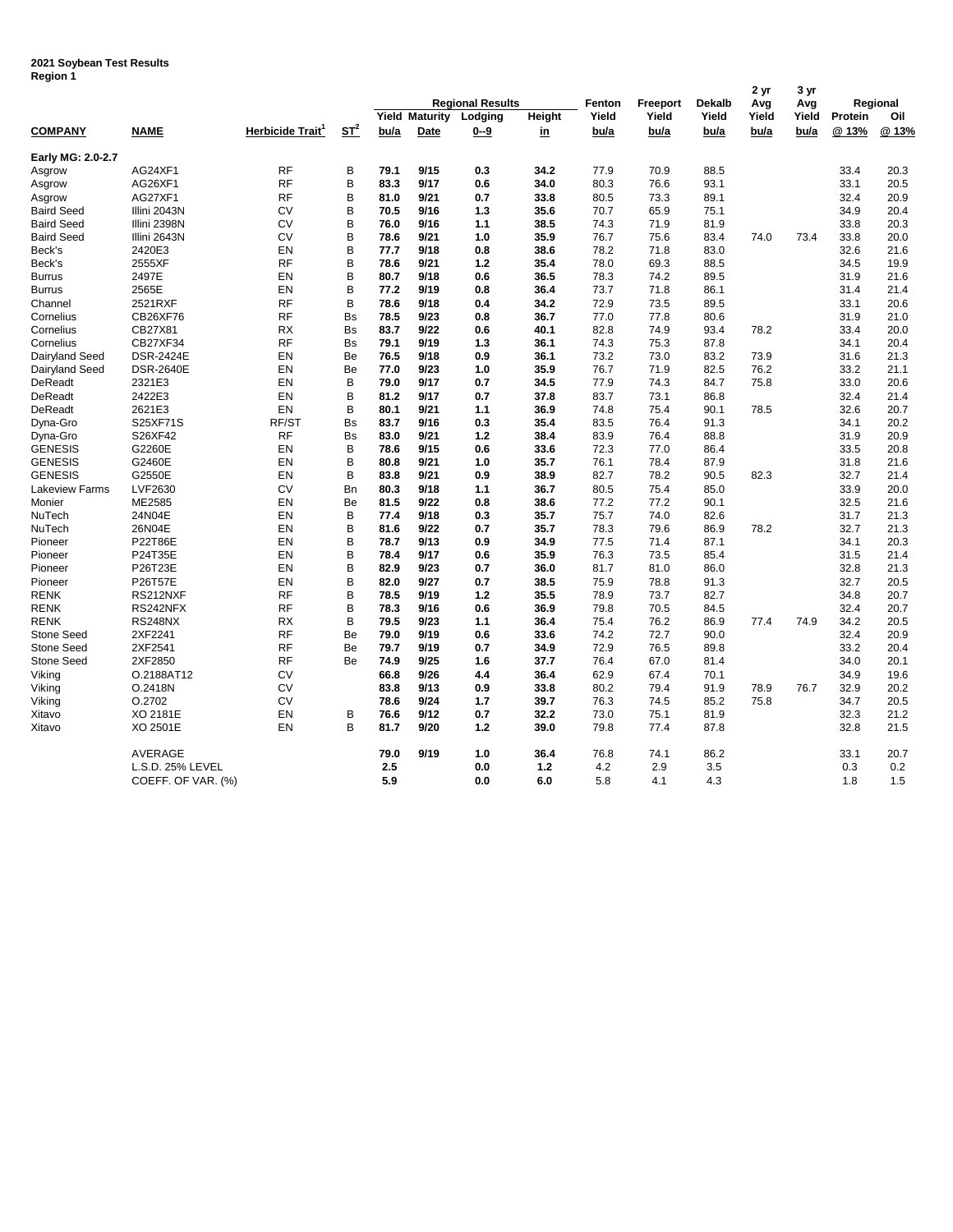**2021 Soybean Test Results**
**Region 1**

| | | | | Regional Results | | | | Fenton | Freeport | Dekalb | 2 yr Avg | 3 yr Avg | Regional | |
|---|---|---|---|---|---|---|---|---|---|---|---|---|---|---|
| **COMPANY** | **NAME** | **Herbicide Trait[1]** | **ST[2]** | **Yield bu/a** | **Maturity Date** | **Lodging 0--9** | **Height in** | **Yield bu/a** | **Yield bu/a** | **Yield bu/a** | **Yield bu/a** | **Yield bu/a** | **Protein @ 13%** | **Oil @ 13%** |
| **Early MG: 2.0-2.7** | | | | | | | | | | | | | | |
| Asgrow | AG24XF1 | RF | B | **79.1** | **9/15** | **0.3** | **34.2** | 77.9 | 70.9 | 88.5 | | | 33.4 | 20.3 |
| Asgrow | AG26XF1 | RF | B | **83.3** | **9/17** | **0.6** | **34.0** | 80.3 | 76.6 | 93.1 | | | 33.1 | 20.5 |
| Asgrow | AG27XF1 | RF | B | **81.0** | **9/21** | **0.7** | **33.8** | 80.5 | 73.3 | 89.1 | | | 32.4 | 20.9 |
| Baird Seed | Illini 2043N | CV | B | **70.5** | **9/16** | **1.3** | **35.6** | 70.7 | 65.9 | 75.1 | | | 34.9 | 20.4 |
| Baird Seed | Illini 2398N | CV | B | **76.0** | **9/16** | **1.1** | **38.5** | 74.3 | 71.9 | 81.9 | | | 33.8 | 20.3 |
| Baird Seed | Illini 2643N | CV | B | **78.6** | **9/21** | **1.0** | **35.9** | 76.7 | 75.6 | 83.4 | 74.0 | 73.4 | 33.8 | 20.0 |
| Beck's | 2420E3 | EN | B | **77.7** | **9/18** | **0.8** | **38.6** | 78.2 | 71.8 | 83.0 | | | 32.6 | 21.6 |
| Beck's | 2555XF | RF | B | **78.6** | **9/21** | **1.2** | **35.4** | 78.0 | 69.3 | 88.5 | | | 34.5 | 19.9 |
| Burrus | 2497E | EN | B | **80.7** | **9/18** | **0.6** | **36.5** | 78.3 | 74.2 | 89.5 | | | 31.9 | 21.6 |
| Burrus | 2565E | EN | B | **77.2** | **9/19** | **0.8** | **36.4** | 73.7 | 71.8 | 86.1 | | | 31.4 | 21.4 |
| Channel | 2521RXF | RF | B | **78.6** | **9/18** | **0.4** | **34.2** | 72.9 | 73.5 | 89.5 | | | 33.1 | 20.6 |
| Cornelius | CB26XF76 | RF | Bs | **78.5** | **9/23** | **0.8** | **36.7** | 77.0 | 77.8 | 80.6 | | | 31.9 | 21.0 |
| Cornelius | CB27X81 | RX | Bs | **83.7** | **9/22** | **0.6** | **40.1** | 82.8 | 74.9 | 93.4 | 78.2 | | 33.4 | 20.0 |
| Cornelius | CB27XF34 | RF | Bs | **79.1** | **9/19** | **1.3** | **36.1** | 74.3 | 75.3 | 87.8 | | | 34.1 | 20.4 |
| Dairyland Seed | DSR-2424E | EN | Be | **76.5** | **9/18** | **0.9** | **36.1** | 73.2 | 73.0 | 83.2 | 73.9 | | 31.6 | 21.3 |
| Dairyland Seed | DSR-2640E | EN | Be | **77.0** | **9/23** | **1.0** | **35.9** | 76.7 | 71.9 | 82.5 | 76.2 | | 33.2 | 21.1 |
| DeReadt | 2321E3 | EN | B | **79.0** | **9/17** | **0.7** | **34.5** | 77.9 | 74.3 | 84.7 | 75.8 | | 33.0 | 20.6 |
| DeReadt | 2422E3 | EN | B | **81.2** | **9/17** | **0.7** | **37.8** | 83.7 | 73.1 | 86.8 | | | 32.4 | 21.4 |
| DeReadt | 2621E3 | EN | B | **80.1** | **9/21** | **1.1** | **36.9** | 74.8 | 75.4 | 90.1 | 78.5 | | 32.6 | 20.7 |
| Dyna-Gro | S25XF71S | RF/ST | Bs | **83.7** | **9/16** | **0.3** | **35.4** | 83.5 | 76.4 | 91.3 | | | 34.1 | 20.2 |
| Dyna-Gro | S26XF42 | RF | Bs | **83.0** | **9/21** | **1.2** | **38.4** | 83.9 | 76.4 | 88.8 | | | 31.9 | 20.9 |
| GENESIS | G2260E | EN | B | **78.6** | **9/15** | **0.6** | **33.6** | 72.3 | 77.0 | 86.4 | | | 33.5 | 20.8 |
| GENESIS | G2460E | EN | B | **80.8** | **9/21** | **1.0** | **35.7** | 76.1 | 78.4 | 87.9 | | | 31.8 | 21.6 |
| GENESIS | G2550E | EN | B | **83.8** | **9/21** | **0.9** | **38.9** | 82.7 | 78.2 | 90.5 | 82.3 | | 32.7 | 21.4 |
| Lakeview Farms | LVF2630 | CV | Bn | **80.3** | **9/18** | **1.1** | **36.7** | 80.5 | 75.4 | 85.0 | | | 33.9 | 20.0 |
| Monier | ME2585 | EN | Be | **81.5** | **9/22** | **0.8** | **38.6** | 77.2 | 77.2 | 90.1 | | | 32.5 | 21.6 |
| NuTech | 24N04E | EN | B | **77.4** | **9/18** | **0.3** | **35.7** | 75.7 | 74.0 | 82.6 | | | 31.7 | 21.3 |
| NuTech | 26N04E | EN | B | **81.6** | **9/22** | **0.7** | **35.7** | 78.3 | 79.6 | 86.9 | 78.2 | | 32.7 | 21.3 |
| Pioneer | P22T86E | EN | B | **78.7** | **9/13** | **0.9** | **34.9** | 77.5 | 71.4 | 87.1 | | | 34.1 | 20.3 |
| Pioneer | P24T35E | EN | B | **78.4** | **9/17** | **0.6** | **35.9** | 76.3 | 73.5 | 85.4 | | | 31.5 | 21.4 |
| Pioneer | P26T23E | EN | B | **82.9** | **9/23** | **0.7** | **36.0** | 81.7 | 81.0 | 86.0 | | | 32.8 | 21.3 |
| Pioneer | P26T57E | EN | B | **82.0** | **9/27** | **0.7** | **38.5** | 75.9 | 78.8 | 91.3 | | | 32.7 | 20.5 |
| RENK | RS212NXF | RF | B | **78.5** | **9/19** | **1.2** | **35.5** | 78.9 | 73.7 | 82.7 | | | 34.8 | 20.7 |
| RENK | RS242NFX | RF | B | **78.3** | **9/16** | **0.6** | **36.9** | 79.8 | 70.5 | 84.5 | | | 32.4 | 20.7 |
| RENK | RS248NX | RX | B | **79.5** | **9/23** | **1.1** | **36.4** | 75.4 | 76.2 | 86.9 | 77.4 | 74.9 | 34.2 | 20.5 |
| Stone Seed | 2XF2241 | RF | Be | **79.0** | **9/19** | **0.6** | **33.6** | 74.2 | 72.7 | 90.0 | | | 32.4 | 20.9 |
| Stone Seed | 2XF2541 | RF | Be | **79.7** | **9/19** | **0.7** | **34.9** | 72.9 | 76.5 | 89.8 | | | 33.2 | 20.4 |
| Stone Seed | 2XF2850 | RF | Be | **74.9** | **9/25** | **1.6** | **37.7** | 76.4 | 67.0 | 81.4 | | | 34.0 | 20.1 |
| Viking | O.2188AT12 | CV | | **66.8** | **9/26** | **4.4** | **36.4** | 62.9 | 67.4 | 70.1 | | | 34.9 | 19.6 |
| Viking | O.2418N | CV | | **83.8** | **9/13** | **0.9** | **33.8** | 80.2 | 79.4 | 91.9 | 78.9 | 76.7 | 32.9 | 20.2 |
| Viking | O.2702 | CV | | **78.6** | **9/24** | **1.7** | **39.7** | 76.3 | 74.5 | 85.2 | 75.8 | | 34.7 | 20.5 |
| Xitavo | XO 2181E | EN | B | **76.6** | **9/12** | **0.7** | **32.2** | 73.0 | 75.1 | 81.9 | | | 32.3 | 21.2 |
| Xitavo | XO 2501E | EN | B | **81.7** | **9/20** | **1.2** | **39.0** | 79.8 | 77.4 | 87.8 | | | 32.8 | 21.5 |
| | AVERAGE | | | **79.0** | **9/19** | **1.0** | **36.4** | 76.8 | 74.1 | 86.2 | | | 33.1 | 20.7 |
| | L.S.D. 25% LEVEL | | | **2.5** | | **0.0** | **1.2** | 4.2 | 2.9 | 3.5 | | | 0.3 | 0.2 |
| | COEFF. OF VAR. (%) | | | **5.9** | | **0.0** | **6.0** | 5.8 | 4.1 | 4.3 | | | 1.8 | 1.5 |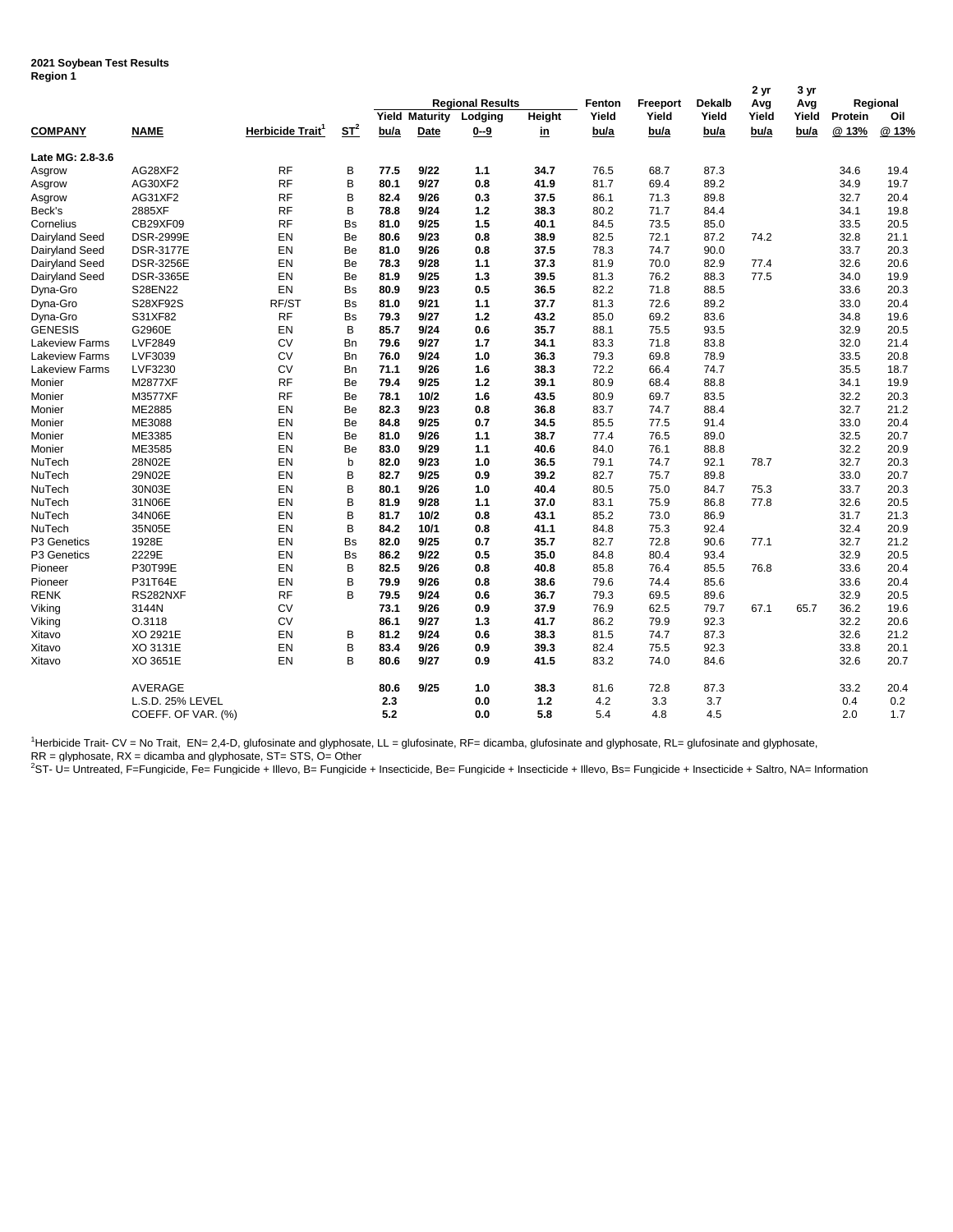**2021 Soybean Test Results**
**Region 1**

| COMPANY | NAME | Herbicide Trait[1] | ST[2] | Regional Results Yield bu/a | Regional Results Maturity Date | Regional Results Lodging 0--9 | Regional Results Height in | Fenton Yield bu/a | Freeport Yield bu/a | Dekalb Yield bu/a | 2 yr Avg Yield bu/a | 3 yr Avg Yield bu/a | Regional Protein @ 13% | Regional Oil @ 13% |
|---|---|---|---|---|---|---|---|---|---|---|---|---|---|---|
| **Late MG: 2.8-3.6** | | | | | | | | | | | | | | |
| Asgrow | AG28XF2 | RF | B | **77.5** | **9/22** | **1.1** | **34.7** | 76.5 | 68.7 | 87.3 | | | 34.6 | 19.4 |
| Asgrow | AG30XF2 | RF | B | **80.1** | **9/27** | **0.8** | **41.9** | 81.7 | 69.4 | 89.2 | | | 34.9 | 19.7 |
| Asgrow | AG31XF2 | RF | B | **82.4** | **9/26** | **0.3** | **37.5** | 86.1 | 71.3 | 89.8 | | | 32.7 | 20.4 |
| Beck's | 2885XF | RF | B | **78.8** | **9/24** | **1.2** | **38.3** | 80.2 | 71.7 | 84.4 | | | 34.1 | 19.8 |
| Cornelius | CB29XF09 | RF | Bs | **81.0** | **9/25** | **1.5** | **40.1** | 84.5 | 73.5 | 85.0 | | | 33.5 | 20.5 |
| Dairyland Seed | DSR-2999E | EN | Be | **80.6** | **9/23** | **0.8** | **38.9** | 82.5 | 72.1 | 87.2 | 74.2 | | 32.8 | 21.1 |
| Dairyland Seed | DSR-3177E | EN | Be | **81.0** | **9/26** | **0.8** | **37.5** | 78.3 | 74.7 | 90.0 | | | 33.7 | 20.3 |
| Dairyland Seed | DSR-3256E | EN | Be | **78.3** | **9/28** | **1.1** | **37.3** | 81.9 | 70.0 | 82.9 | 77.4 | | 32.6 | 20.6 |
| Dairyland Seed | DSR-3365E | EN | Be | **81.9** | **9/25** | **1.3** | **39.5** | 81.3 | 76.2 | 88.3 | 77.5 | | 34.0 | 19.9 |
| Dyna-Gro | S28EN22 | EN | Bs | **80.9** | **9/23** | **0.5** | **36.5** | 82.2 | 71.8 | 88.5 | | | 33.6 | 20.3 |
| Dyna-Gro | S28XF92S | RF/ST | Bs | **81.0** | **9/21** | **1.1** | **37.7** | 81.3 | 72.6 | 89.2 | | | 33.0 | 20.4 |
| Dyna-Gro | S31XF82 | RF | Bs | **79.3** | **9/27** | **1.2** | **43.2** | 85.0 | 69.2 | 83.6 | | | 34.8 | 19.6 |
| GENESIS | G2960E | EN | B | **85.7** | **9/24** | **0.6** | **35.7** | 88.1 | 75.5 | 93.5 | | | 32.9 | 20.5 |
| Lakeview Farms | LVF2849 | CV | Bn | **79.6** | **9/27** | **1.7** | **34.1** | 83.3 | 71.8 | 83.8 | | | 32.0 | 21.4 |
| Lakeview Farms | LVF3039 | CV | Bn | **76.0** | **9/24** | **1.0** | **36.3** | 79.3 | 69.8 | 78.9 | | | 33.5 | 20.8 |
| Lakeview Farms | LVF3230 | CV | Bn | **71.1** | **9/26** | **1.6** | **38.3** | 72.2 | 66.4 | 74.7 | | | 35.5 | 18.7 |
| Monier | M2877XF | RF | Be | **79.4** | **9/25** | **1.2** | **39.1** | 80.9 | 68.4 | 88.8 | | | 34.1 | 19.9 |
| Monier | M3577XF | RF | Be | **78.1** | **10/2** | **1.6** | **43.5** | 80.9 | 69.7 | 83.5 | | | 32.2 | 20.3 |
| Monier | ME2885 | EN | Be | **82.3** | **9/23** | **0.8** | **36.8** | 83.7 | 74.7 | 88.4 | | | 32.7 | 21.2 |
| Monier | ME3088 | EN | Be | **84.8** | **9/25** | **0.7** | **34.5** | 85.5 | 77.5 | 91.4 | | | 33.0 | 20.4 |
| Monier | ME3385 | EN | Be | **81.0** | **9/26** | **1.1** | **38.7** | 77.4 | 76.5 | 89.0 | | | 32.5 | 20.7 |
| Monier | ME3585 | EN | Be | **83.0** | **9/29** | **1.1** | **40.6** | 84.0 | 76.1 | 88.8 | | | 32.2 | 20.9 |
| NuTech | 28N02E | EN | b | **82.0** | **9/23** | **1.0** | **36.5** | 79.1 | 74.7 | 92.1 | 78.7 | | 32.7 | 20.3 |
| NuTech | 29N02E | EN | B | **82.7** | **9/25** | **0.9** | **39.2** | 82.7 | 75.7 | 89.8 | | | 33.0 | 20.7 |
| NuTech | 30N03E | EN | B | **80.1** | **9/26** | **1.0** | **40.4** | 80.5 | 75.0 | 84.7 | 75.3 | | 33.7 | 20.3 |
| NuTech | 31N06E | EN | B | **81.9** | **9/28** | **1.1** | **37.0** | 83.1 | 75.9 | 86.8 | 77.8 | | 32.6 | 20.5 |
| NuTech | 34N06E | EN | B | **81.7** | **10/2** | **0.8** | **43.1** | 85.2 | 73.0 | 86.9 | | | 31.7 | 21.3 |
| NuTech | 35N05E | EN | B | **84.2** | **10/1** | **0.8** | **41.1** | 84.8 | 75.3 | 92.4 | | | 32.4 | 20.9 |
| P3 Genetics | 1928E | EN | Bs | **82.0** | **9/25** | **0.7** | **35.7** | 82.7 | 72.8 | 90.6 | 77.1 | | 32.7 | 21.2 |
| P3 Genetics | 2229E | EN | Bs | **86.2** | **9/22** | **0.5** | **35.0** | 84.8 | 80.4 | 93.4 | | | 32.9 | 20.5 |
| Pioneer | P30T99E | EN | B | **82.5** | **9/26** | **0.8** | **40.8** | 85.8 | 76.4 | 85.5 | 76.8 | | 33.6 | 20.4 |
| Pioneer | P31T64E | EN | B | **79.9** | **9/26** | **0.8** | **38.6** | 79.6 | 74.4 | 85.6 | | | 33.6 | 20.4 |
| RENK | RS282NXF | RF | B | **79.5** | **9/24** | **0.6** | **36.7** | 79.3 | 69.5 | 89.6 | | | 32.9 | 20.5 |
| Viking | 3144N | CV | | **73.1** | **9/26** | **0.9** | **37.9** | 76.9 | 62.5 | 79.7 | 67.1 | 65.7 | 36.2 | 19.6 |
| Viking | O.3118 | CV | | **86.1** | **9/27** | **1.3** | **41.7** | 86.2 | 79.9 | 92.3 | | | 32.2 | 20.6 |
| Xitavo | XO 2921E | EN | B | **81.2** | **9/24** | **0.6** | **38.3** | 81.5 | 74.7 | 87.3 | | | 32.6 | 21.2 |
| Xitavo | XO 3131E | EN | B | **83.4** | **9/26** | **0.9** | **39.3** | 82.4 | 75.5 | 92.3 | | | 33.8 | 20.1 |
| Xitavo | XO 3651E | EN | B | **80.6** | **9/27** | **0.9** | **41.5** | 83.2 | 74.0 | 84.6 | | | 32.6 | 20.7 |
| | AVERAGE | | | **80.6** | **9/25** | **1.0** | **38.3** | 81.6 | 72.8 | 87.3 | | | 33.2 | 20.4 |
| | L.S.D. 25% LEVEL | | | **2.3** | | **0.0** | **1.2** | 4.2 | 3.3 | 3.7 | | | 0.4 | 0.2 |
| | COEFF. OF VAR. (%) | | | **5.2** | | **0.0** | **5.8** | 5.4 | 4.8 | 4.5 | | | 2.0 | 1.7 |

[1]Herbicide Trait- CV = No Trait, EN= 2,4-D, glufosinate and glyphosate, LL = glufosinate, RF= dicamba, glufosinate and glyphosate, RL= glufosinate and glyphosate, RR = glyphosate, RX = dicamba and glyphosate, ST= STS, O= Other

[2]ST- U= Untreated, F=Fungicide, Fe= Fungicide + Illevo, B= Fungicide + Insecticide, Be= Fungicide + Insecticide + Illevo, Bs= Fungicide + Insecticide + Saltro, NA= Information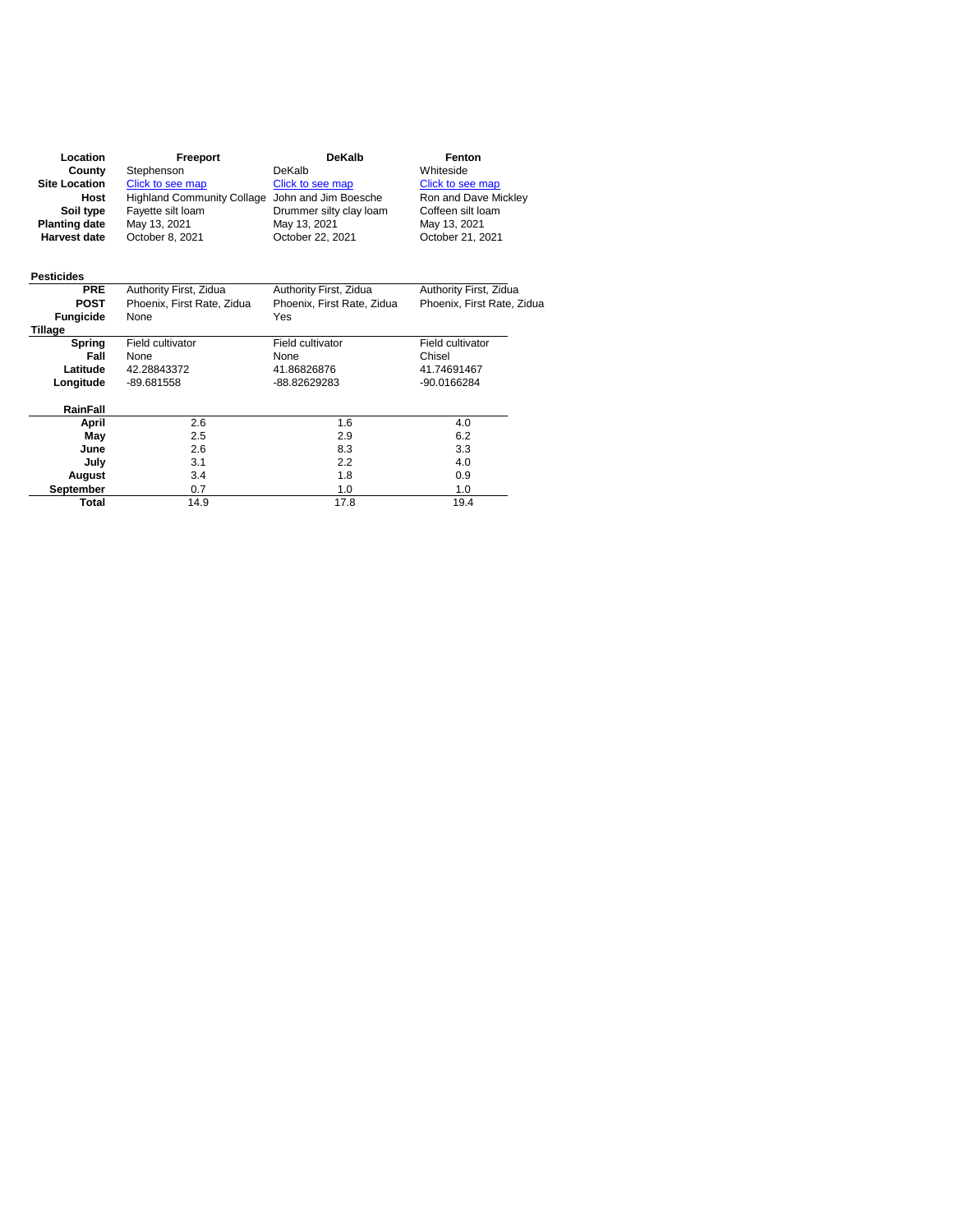| Location | Freeport | DeKalb | Fenton |
| --- | --- | --- | --- |
| County | Stephenson | DeKalb | Whiteside |
| Site Location | Click to see map | Click to see map | Click to see map |
| Host | Highland Community Collage | John and Jim Boesche | Ron and Dave Mickley |
| Soil type | Fayette silt loam | Drummer silty clay loam | Coffeen silt loam |
| Planting date | May 13, 2021 | May 13, 2021 | May 13, 2021 |
| Harvest date | October 8, 2021 | October 22, 2021 | October 21, 2021 |
| **Pesticides** | | | |
| PRE | Authority First, Zidua | Authority First, Zidua | Authority First, Zidua |
| POST | Phoenix, First Rate, Zidua | Phoenix, First Rate, Zidua | Phoenix, First Rate, Zidua |
| Fungicide | None | Yes | |
| **Tillage** | | | |
| Spring | Field cultivator | Field cultivator | Field cultivator |
| Fall | None | None | Chisel |
| Latitude | 42.28843372 | 41.86826876 | 41.74691467 |
| Longitude | -89.681558 | -88.82629283 | -90.0166284 |
| **RainFall** | | | |
| April | 2.6 | 1.6 | 4.0 |
| May | 2.5 | 2.9 | 6.2 |
| June | 2.6 | 8.3 | 3.3 |
| July | 3.1 | 2.2 | 4.0 |
| August | 3.4 | 1.8 | 0.9 |
| September | 0.7 | 1.0 | 1.0 |
| Total | 14.9 | 17.8 | 19.4 |